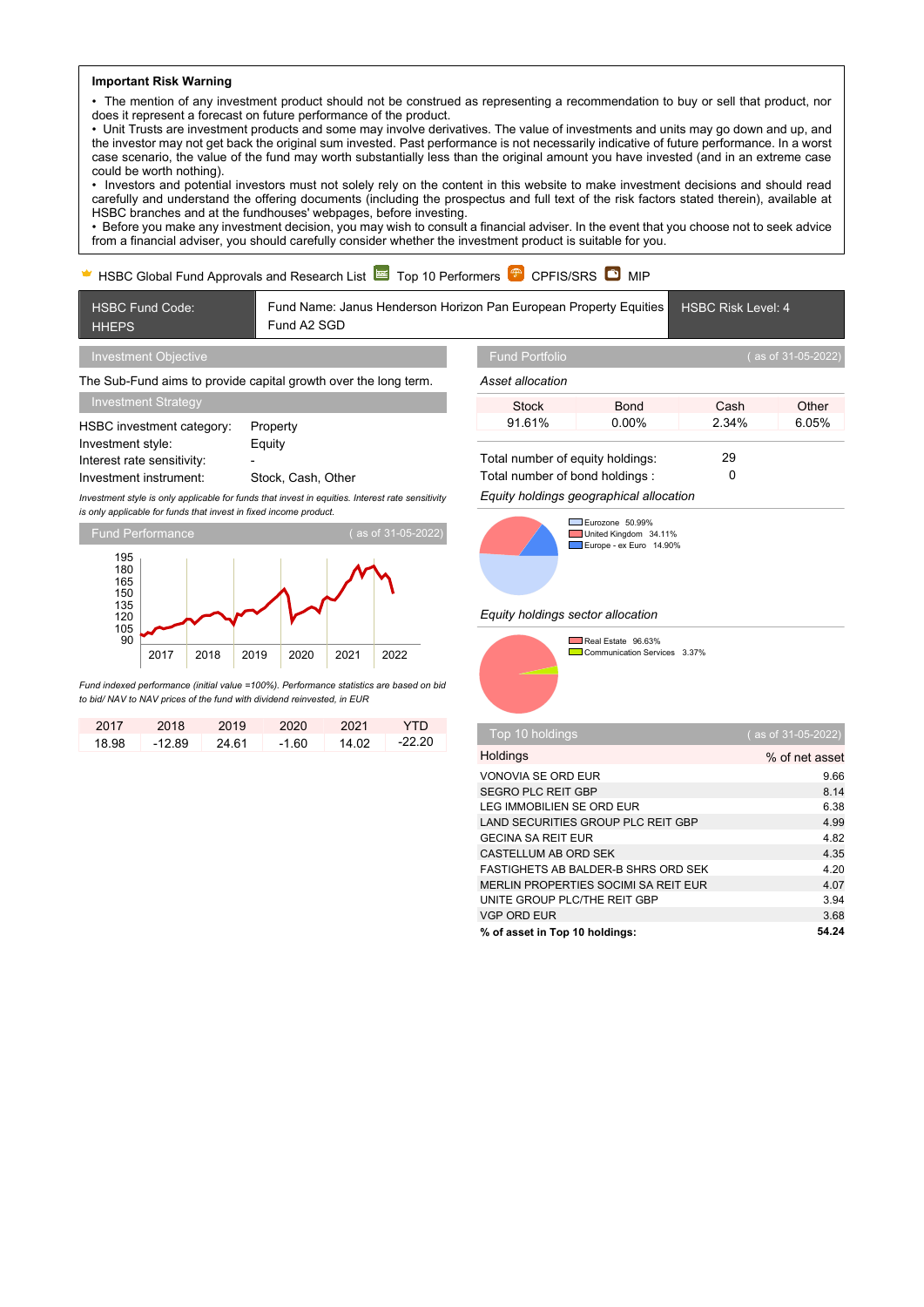## Important Risk Warning

- The mention of any investment product should not be construed as representing a recommendation to buy or sell that product, nor does it represent a forecast on future performance of the product.
- Unit Trusts are investment products and some may involve derivatives. The value of investments and units may go down and up, and the investor may not get back the original sum invested. Past performance is not necessarily indicative of future performance. In a worst case scenario, the value of the fund may worth substantially less than the original amount you have invested (and in an extreme case could be worth nothing).
- Investors and potential investors must not solely rely on the content in this website to make investment decisions and should read carefully and understand the offering documents (including the prospectus and full text of the risk factors stated therein), available at HSBC branches and at the fundhouses' webpages, before investing.
- Before you make any investment decision, you may wish to consult a financial adviser. In the event that you choose not to seek advice from a financial adviser, you should carefully consider whether the investment product is suitable for you.

HSBC Global Fund Approvals and Research List | Top 10 Performers | CPFIS/SRS | MIP

| HSBC Fund Code: HHEPS | Fund Name: Janus Henderson Horizon Pan European Property Equities Fund A2 SGD | HSBC Risk Level: 4 |
|---|---|---|

## Investment Objective

The Sub-Fund aims to provide capital growth over the long term.

## Investment Strategy

| | |
|---|---|
| HSBC investment category: | Property |
| Investment style: | Equity |
| Interest rate sensitivity: | - |
| Investment instrument: | Stock, Cash, Other |

*Investment style is only applicable for funds that invest in equities. Interest rate sensitivity is only applicable for funds that invest in fixed income product.*

## Fund Performance

( as of 31-05-2022)

*Fund indexed performance (initial value =100%). Performance statistics are based on bid to bid/ NAV to NAV prices of the fund with dividend reinvested, in EUR*

| 2017 | 2018 | 2019 | 2020 | 2021 | YTD |
|---|---|---|---|---|---|
| 18.98 | -12.89 | 24.61 | -1.60 | 14.02 | -22.20 |

## Fund Portfolio

( as of 31-05-2022)

*Asset allocation*

| Stock | Bond | Cash | Other |
|---|---|---|---|
| 91.61% | 0.00% | 2.34% | 6.05% |

| | |
|---|---|
| Total number of equity holdings: | 29 |
| Total number of bond holdings : | 0 |

*Equity holdings geographical allocation*

- Eurozone 50.99%
- United Kingdom 34.11%
- Europe - ex Euro 14.90%

*Equity holdings sector allocation*

- Real Estate 96.63%
- Communication Services 3.37%

## Top 10 holdings

( as of 31-05-2022)

| Holdings | % of net asset |
|---|---|
| VONOVIA SE ORD EUR | 9.66 |
| SEGRO PLC REIT GBP | 8.14 |
| LEG IMMOBILIEN SE ORD EUR | 6.38 |
| LAND SECURITIES GROUP PLC REIT GBP | 4.99 |
| GECINA SA REIT EUR | 4.82 |
| CASTELLUM AB ORD SEK | 4.35 |
| FASTIGHETS AB BALDER-B SHRS ORD SEK | 4.20 |
| MERLIN PROPERTIES SOCIMI SA REIT EUR | 4.07 |
| UNITE GROUP PLC/THE REIT GBP | 3.94 |
| VGP ORD EUR | 3.68 |
| **% of asset in Top 10 holdings:** | **54.24** |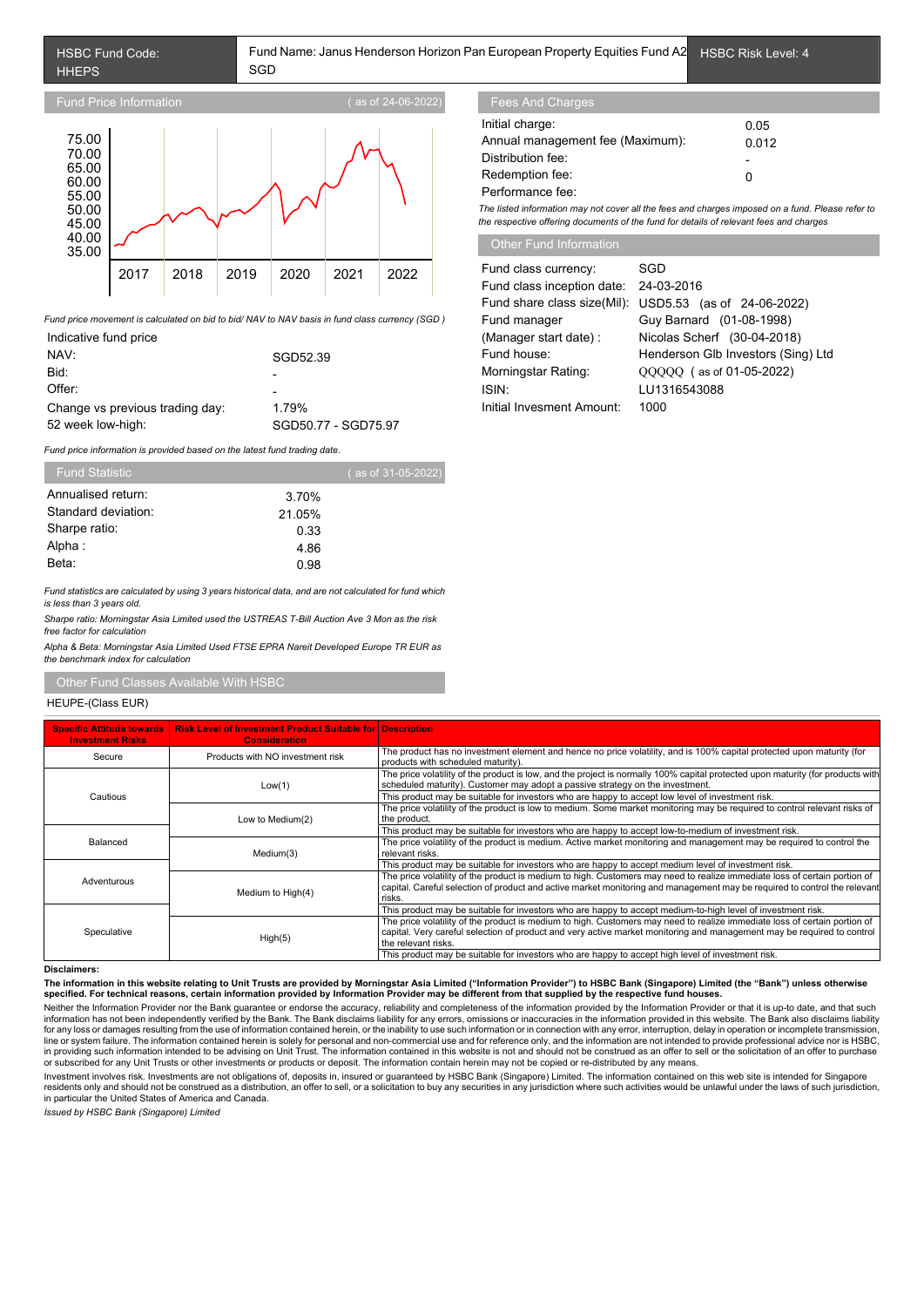| HSBC Fund Code: HHEPS | Fund Name: Janus Henderson Horizon Pan European Property Equities Fund A2 SGD | HSBC Risk Level: 4 |
|---|---|---|

## Fund Price Information ( as of 24-06-2022)

75.00
70.00
65.00
60.00
55.00
50.00
45.00
40.00
35.00

2017 2018 2019 2020 2021 2022

*Fund price movement is calculated on bid to bid/ NAV to NAV basis in fund class currency (SGD )*

| | |
|---|---|
| Indicative fund price | |
| NAV: | SGD52.39 |
| Bid: | - |
| Offer: | - |
| Change vs previous trading day: | 1.79% |
| 52 week low-high: | SGD50.77 - SGD75.97 |

*Fund price information is provided based on the latest fund trading date.*

## Fund Statistic ( as of 31-05-2022)

| | |
|---|---|
| Annualised return: | 3.70% |
| Standard deviation: | 21.05% |
| Sharpe ratio: | 0.33 |
| Alpha : | 4.86 |
| Beta: | 0.98 |

*Fund statistics are calculated by using 3 years historical data, and are not calculated for fund which is less than 3 years old.*

*Sharpe ratio: Morningstar Asia Limited used the USTREAS T-Bill Auction Ave 3 Mon as the risk free factor for calculation*

*Alpha & Beta: Morningstar Asia Limited Used FTSE EPRA Nareit Developed Europe TR EUR as the benchmark index for calculation*

## Other Fund Classes Available With HSBC

HEUPE-(Class EUR)

## Fees And Charges

| | |
|---|---|
| Initial charge: | 0.05 |
| Annual management fee (Maximum): | 0.012 |
| Distribution fee: | - |
| Redemption fee: | 0 |
| Performance fee: | |

*The listed information may not cover all the fees and charges imposed on a fund. Please refer to the respective offering documents of the fund for details of relevant fees and charges*

## Other Fund Information

| | |
|---|---|
| Fund class currency: | SGD |
| Fund class inception date: | 24-03-2016 |
| Fund share class size(Mil): | USD5.53 (as of 24-06-2022) |
| Fund manager (Manager start date) : | Guy Barnard (01-08-1998) Nicolas Scherf (30-04-2018) |
| Fund house: | Henderson Glb Investors (Sing) Ltd |
| Morningstar Rating: | QQQQQ ( as of 01-05-2022) |
| ISIN: | LU1316543088 |
| Initial Invesment Amount: | 1000 |

| Specific Attitude towards Investment Risks | Risk Level of Investment Product Suitable for Consideration | Description |
|---|---|---|
| Secure | Products with NO investment risk | The product has no investment element and hence no price volatility, and is 100% capital protected upon maturity (for products with scheduled maturity). |
| Cautious | Low(1) | The price volatility of the product is low, and the project is normally 100% capital protected upon maturity (for products with scheduled maturity). Customer may adopt a passive strategy on the investment. |
| | | This product may be suitable for investors who are happy to accept low level of investment risk. |
| | Low to Medium(2) | The price volatility of the product is low to medium. Some market monitoring may be required to control relevant risks of the product. |
| Balanced | | This product may be suitable for investors who are happy to accept low-to-medium of investment risk. |
| | Medium(3) | The price volatility of the product is medium. Active market monitoring and management may be required to control the relevant risks. |
| Adventurous | | This product may be suitable for investors who are happy to accept medium level of investment risk. |
| | Medium to High(4) | The price volatility of the product is medium to high. Customers may need to realize immediate loss of certain portion of capital. Careful selection of product and active market monitoring and management may be required to control the relevant risks. |
| Speculative | | This product may be suitable for investors who are happy to accept medium-to-high level of investment risk. |
| | High(5) | The price volatility of the product is medium to high. Customers may need to realize immediate loss of certain portion of capital. Very careful selection of product and very active market monitoring and management may be required to control the relevant risks. |
| | | This product may be suitable for investors who are happy to accept high level of investment risk. |

**Disclaimers:**

**The information in this website relating to Unit Trusts are provided by Morningstar Asia Limited ("Information Provider") to HSBC Bank (Singapore) Limited (the "Bank") unless otherwise specified. For technical reasons, certain information provided by Information Provider may be different from that supplied by the respective fund houses.**

Neither the Information Provider nor the Bank guarantee or endorse the accuracy, reliability and completeness of the information provided by the Information Provider or that it is up-to date, and that such information has not been independently verified by the Bank. The Bank disclaims liability for any errors, omissions or inaccuracies in the information provided in this website. The Bank also disclaims liability for any loss or damages resulting from the use of information contained herein, or the inability to use such information or in connection with any error, interruption, delay in operation or incomplete transmission, line or system failure. The information contained herein is solely for personal and non-commercial use and for reference only, and the information are not intended to provide professional advice nor is HSBC, in providing such information intended to be advising on Unit Trust. The information contained in this website is not and should not be construed as an offer to sell or the solicitation of an offer to purchase or subscribed for any Unit Trusts or other investments or products or deposit. The information contain herein may not be copied or re-distributed by any means.

Investment involves risk. Investments are not obligations of, deposits in, insured or guaranteed by HSBC Bank (Singapore) Limited. The information contained on this web site is intended for Singapore residents only and should not be construed as a distribution, an offer to sell, or a solicitation to buy any securities in any jurisdiction where such activities would be unlawful under the laws of such jurisdiction, in particular the United States of America and Canada.

*Issued by HSBC Bank (Singapore) Limited*